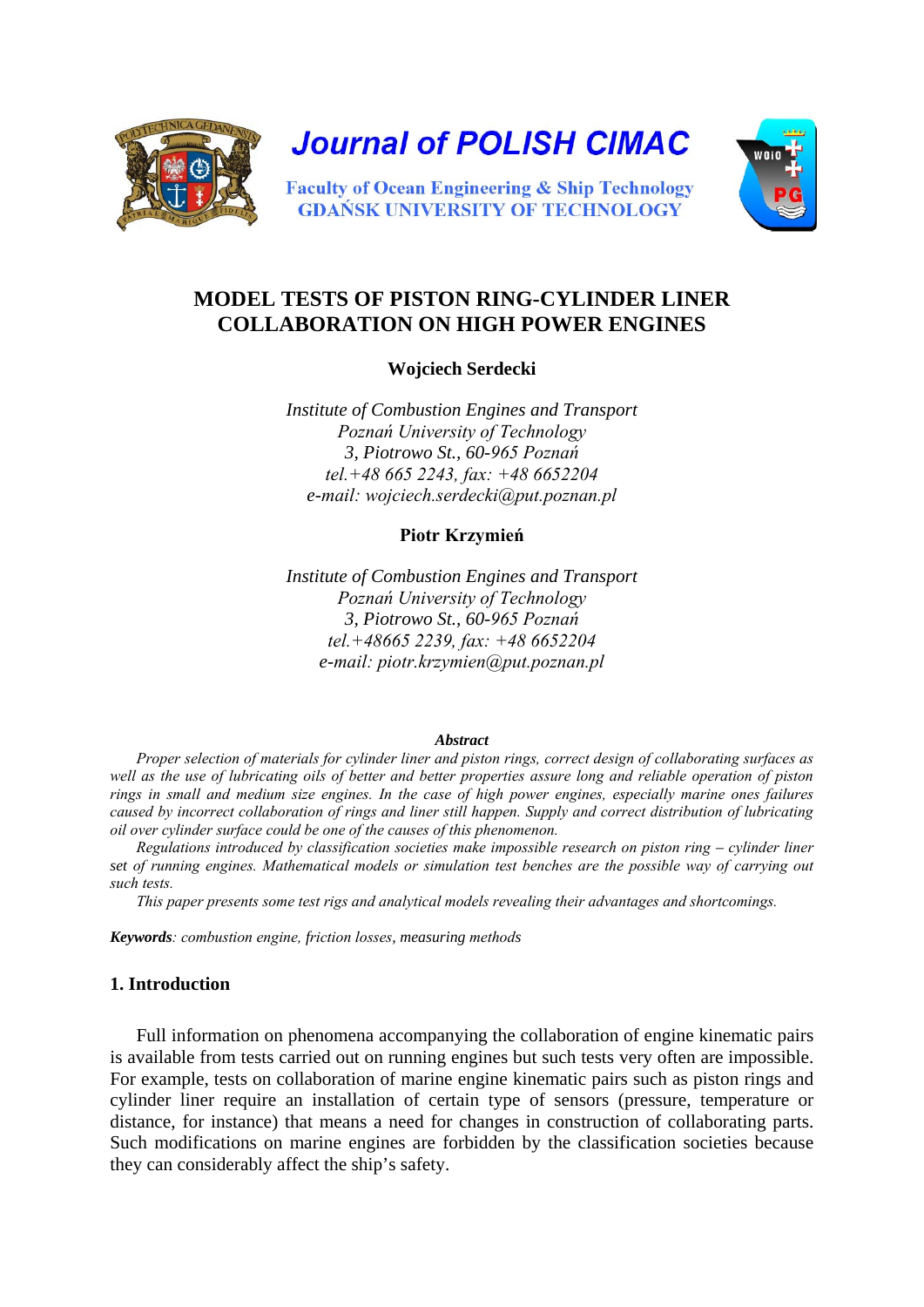# Journal of POLISH CIMAC

Faculty of Ocean Engineering & Ship Technology
GDAŃSK UNIVERSITY OF TECHNOLOGY

## MODEL TESTS OF PISTON RING-CYLINDER LINER COLLABORATION ON HIGH POWER ENGINES

**Wojciech Serdecki**

*Institute of Combustion Engines and Transport*
*Poznań University of Technology*
*3, Piotrowo St., 60-965 Poznań*
*tel.+48 665 2243, fax: +48 6652204*
*e-mail: wojciech.serdecki@put.poznan.pl*

**Piotr Krzymień**

*Institute of Combustion Engines and Transport*
*Poznań University of Technology*
*3, Piotrowo St., 60-965 Poznań*
*tel.+48665 2239, fax: +48 6652204*
*e-mail: piotr.krzymien@put.poznan.pl*

***Abstract***

*Proper selection of materials for cylinder liner and piston rings, correct design of collaborating surfaces as well as the use of lubricating oils of better and better properties assure long and reliable operation of piston rings in small and medium size engines. In the case of high power engines, especially marine ones failures caused by incorrect collaboration of rings and liner still happen. Supply and correct distribution of lubricating oil over cylinder surface could be one of the causes of this phenomenon.*

*Regulations introduced by classification societies make impossible research on piston ring – cylinder liner set of running engines. Mathematical models or simulation test benches are the possible way of carrying out such tests.*

*This paper presents some test rigs and analytical models revealing their advantages and shortcomings.*

***Keywords****: combustion engine, friction losses, measuring methods*

### 1. Introduction

Full information on phenomena accompanying the collaboration of engine kinematic pairs is available from tests carried out on running engines but such tests very often are impossible. For example, tests on collaboration of marine engine kinematic pairs such as piston rings and cylinder liner require an installation of certain type of sensors (pressure, temperature or distance, for instance) that means a need for changes in construction of collaborating parts. Such modifications on marine engines are forbidden by the classification societies because they can considerably affect the ship's safety.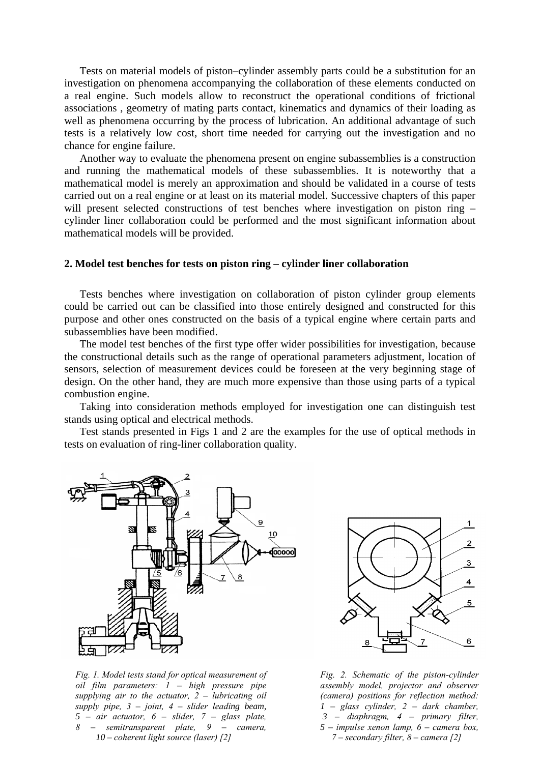Tests on material models of piston–cylinder assembly parts could be a substitution for an investigation on phenomena accompanying the collaboration of these elements conducted on a real engine. Such models allow to reconstruct the operational conditions of frictional associations , geometry of mating parts contact, kinematics and dynamics of their loading as well as phenomena occurring by the process of lubrication. An additional advantage of such tests is a relatively low cost, short time needed for carrying out the investigation and no chance for engine failure.

Another way to evaluate the phenomena present on engine subassemblies is a construction and running the mathematical models of these subassemblies. It is noteworthy that a mathematical model is merely an approximation and should be validated in a course of tests carried out on a real engine or at least on its material model. Successive chapters of this paper will present selected constructions of test benches where investigation on piston ring – cylinder liner collaboration could be performed and the most significant information about mathematical models will be provided.

## 2. Model test benches for tests on piston ring – cylinder liner collaboration

Tests benches where investigation on collaboration of piston cylinder group elements could be carried out can be classified into those entirely designed and constructed for this purpose and other ones constructed on the basis of a typical engine where certain parts and subassemblies have been modified.

The model test benches of the first type offer wider possibilities for investigation, because the constructional details such as the range of operational parameters adjustment, location of sensors, selection of measurement devices could be foreseen at the very beginning stage of design. On the other hand, they are much more expensive than those using parts of a typical combustion engine.

Taking into consideration methods employed for investigation one can distinguish test stands using optical and electrical methods.

Test stands presented in Figs 1 and 2 are the examples for the use of optical methods in tests on evaluation of ring-liner collaboration quality.

*Fig. 1. Model tests stand for optical measurement of oil film parameters: 1 – high pressure pipe supplying air to the actuator, 2 – lubricating oil supply pipe, 3 – joint, 4 – slider leading beam, 5 – air actuator, 6 – slider, 7 – glass plate, 8 – semitransparent plate, 9 – camera, 10 – coherent light source (laser) [2]*

*Fig. 2. Schematic of the piston-cylinder assembly model, projector and observer (camera) positions for reflection method: 1 – glass cylinder, 2 – dark chamber, 3 – diaphragm, 4 – primary filter, 5 – impulse xenon lamp, 6 – camera box, 7 – secondary filter, 8 – camera [2]*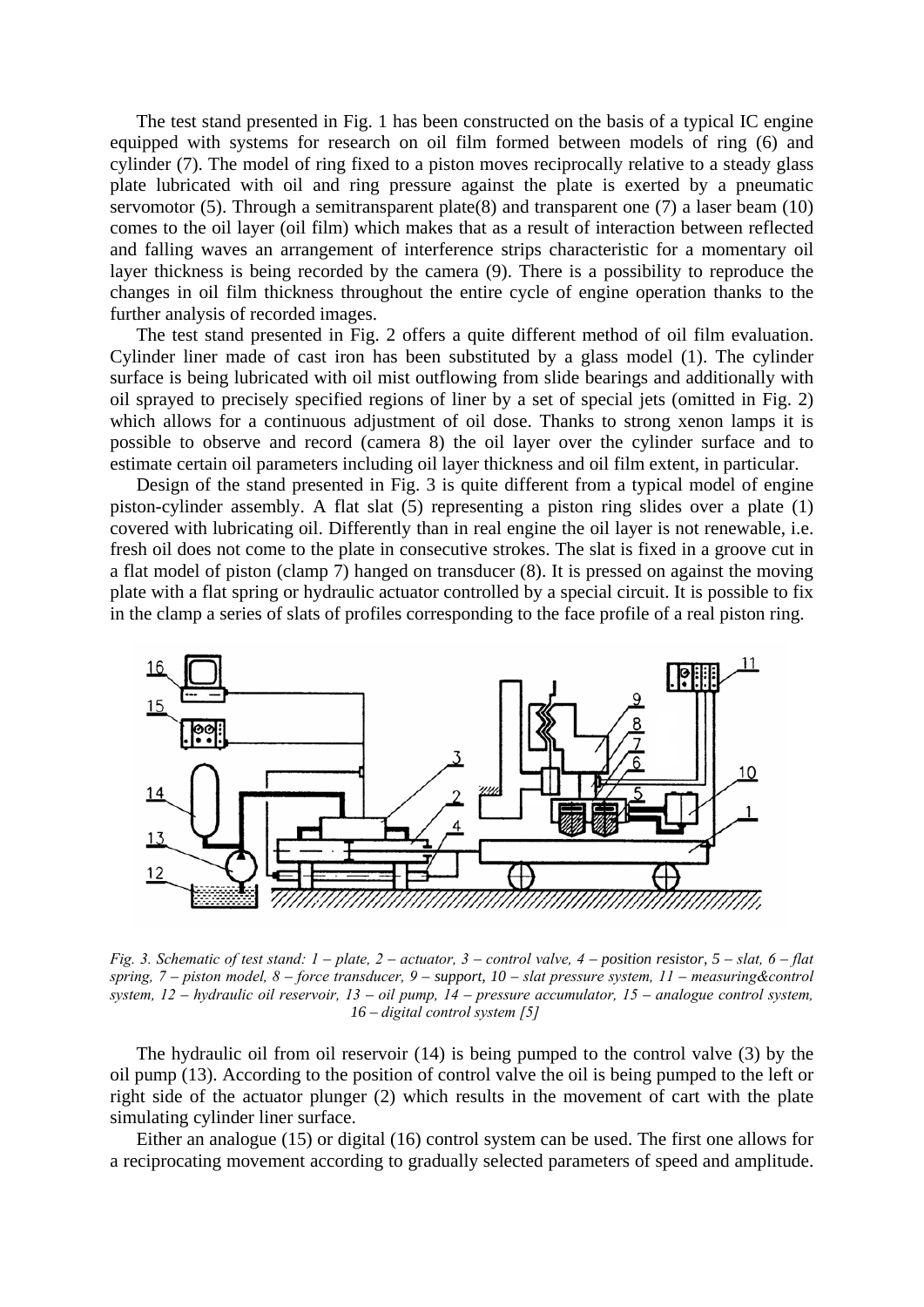The test stand presented in Fig. 1 has been constructed on the basis of a typical IC engine equipped with systems for research on oil film formed between models of ring (6) and cylinder (7). The model of ring fixed to a piston moves reciprocally relative to a steady glass plate lubricated with oil and ring pressure against the plate is exerted by a pneumatic servomotor (5). Through a semitransparent plate(8) and transparent one (7) a laser beam (10) comes to the oil layer (oil film) which makes that as a result of interaction between reflected and falling waves an arrangement of interference strips characteristic for a momentary oil layer thickness is being recorded by the camera (9). There is a possibility to reproduce the changes in oil film thickness throughout the entire cycle of engine operation thanks to the further analysis of recorded images.

The test stand presented in Fig. 2 offers a quite different method of oil film evaluation. Cylinder liner made of cast iron has been substituted by a glass model (1). The cylinder surface is being lubricated with oil mist outflowing from slide bearings and additionally with oil sprayed to precisely specified regions of liner by a set of special jets (omitted in Fig. 2) which allows for a continuous adjustment of oil dose. Thanks to strong xenon lamps it is possible to observe and record (camera 8) the oil layer over the cylinder surface and to estimate certain oil parameters including oil layer thickness and oil film extent, in particular.

Design of the stand presented in Fig. 3 is quite different from a typical model of engine piston-cylinder assembly. A flat slat (5) representing a piston ring slides over a plate (1) covered with lubricating oil. Differently than in real engine the oil layer is not renewable, i.e. fresh oil does not come to the plate in consecutive strokes. The slat is fixed in a groove cut in a flat model of piston (clamp 7) hanged on transducer (8). It is pressed on against the moving plate with a flat spring or hydraulic actuator controlled by a special circuit. It is possible to fix in the clamp a series of slats of profiles corresponding to the face profile of a real piston ring.

*Fig. 3. Schematic of test stand: 1 – plate, 2 – actuator, 3 – control valve, 4 – position resistor, 5 – slat, 6 – flat spring, 7 – piston model, 8 – force transducer, 9 – support, 10 – slat pressure system, 11 – measuring&control system, 12 – hydraulic oil reservoir, 13 – oil pump, 14 – pressure accumulator, 15 – analogue control system, 16 – digital control system [5]*

The hydraulic oil from oil reservoir (14) is being pumped to the control valve (3) by the oil pump (13). According to the position of control valve the oil is being pumped to the left or right side of the actuator plunger (2) which results in the movement of cart with the plate simulating cylinder liner surface.

Either an analogue (15) or digital (16) control system can be used. The first one allows for a reciprocating movement according to gradually selected parameters of speed and amplitude.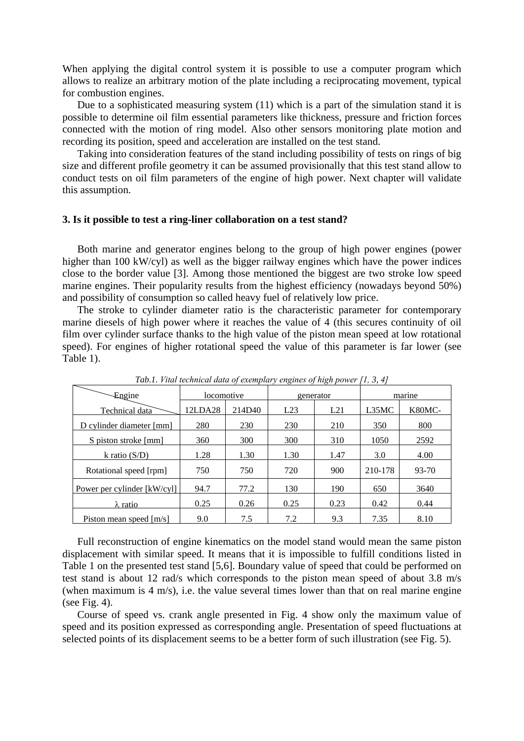When applying the digital control system it is possible to use a computer program which allows to realize an arbitrary motion of the plate including a reciprocating movement, typical for combustion engines.

Due to a sophisticated measuring system (11) which is a part of the simulation stand it is possible to determine oil film essential parameters like thickness, pressure and friction forces connected with the motion of ring model. Also other sensors monitoring plate motion and recording its position, speed and acceleration are installed on the test stand.

Taking into consideration features of the stand including possibility of tests on rings of big size and different profile geometry it can be assumed provisionally that this test stand allow to conduct tests on oil film parameters of the engine of high power. Next chapter will validate this assumption.

### 3. Is it possible to test a ring-liner collaboration on a test stand?

Both marine and generator engines belong to the group of high power engines (power higher than 100 kW/cyl) as well as the bigger railway engines which have the power indices close to the border value [3]. Among those mentioned the biggest are two stroke low speed marine engines. Their popularity results from the highest efficiency (nowadays beyond 50%) and possibility of consumption so called heavy fuel of relatively low price.

The stroke to cylinder diameter ratio is the characteristic parameter for contemporary marine diesels of high power where it reaches the value of 4 (this secures continuity of oil film over cylinder surface thanks to the high value of the piston mean speed at low rotational speed). For engines of higher rotational speed the value of this parameter is far lower (see Table 1).

*Tab.1. Vital technical data of exemplary engines of high power [1, 3, 4]*

| Engine / Technical data | locomotive | | generator | | marine | |
|---|---|---|---|---|---|---|
| | 12LDA28 | 214D40 | L23 | L21 | L35MC | K80MC- |
| D cylinder diameter [mm] | 280 | 230 | 230 | 210 | 350 | 800 |
| S piston stroke [mm] | 360 | 300 | 300 | 310 | 1050 | 2592 |
| k ratio (S/D) | 1.28 | 1.30 | 1.30 | 1.47 | 3.0 | 4.00 |
| Rotational speed [rpm] | 750 | 750 | 720 | 900 | 210-178 | 93-70 |
| Power per cylinder [kW/cyl] | 94.7 | 77.2 | 130 | 190 | 650 | 3640 |
| $\lambda$ ratio | 0.25 | 0.26 | 0.25 | 0.23 | 0.42 | 0.44 |
| Piston mean speed [m/s] | 9.0 | 7.5 | 7.2 | 9.3 | 7.35 | 8.10 |

Full reconstruction of engine kinematics on the model stand would mean the same piston displacement with similar speed. It means that it is impossible to fulfill conditions listed in Table 1 on the presented test stand [5,6]. Boundary value of speed that could be performed on test stand is about 12 rad/s which corresponds to the piston mean speed of about 3.8 m/s (when maximum is 4 m/s), i.e. the value several times lower than that on real marine engine (see Fig. 4).

Course of speed vs. crank angle presented in Fig. 4 show only the maximum value of speed and its position expressed as corresponding angle. Presentation of speed fluctuations at selected points of its displacement seems to be a better form of such illustration (see Fig. 5).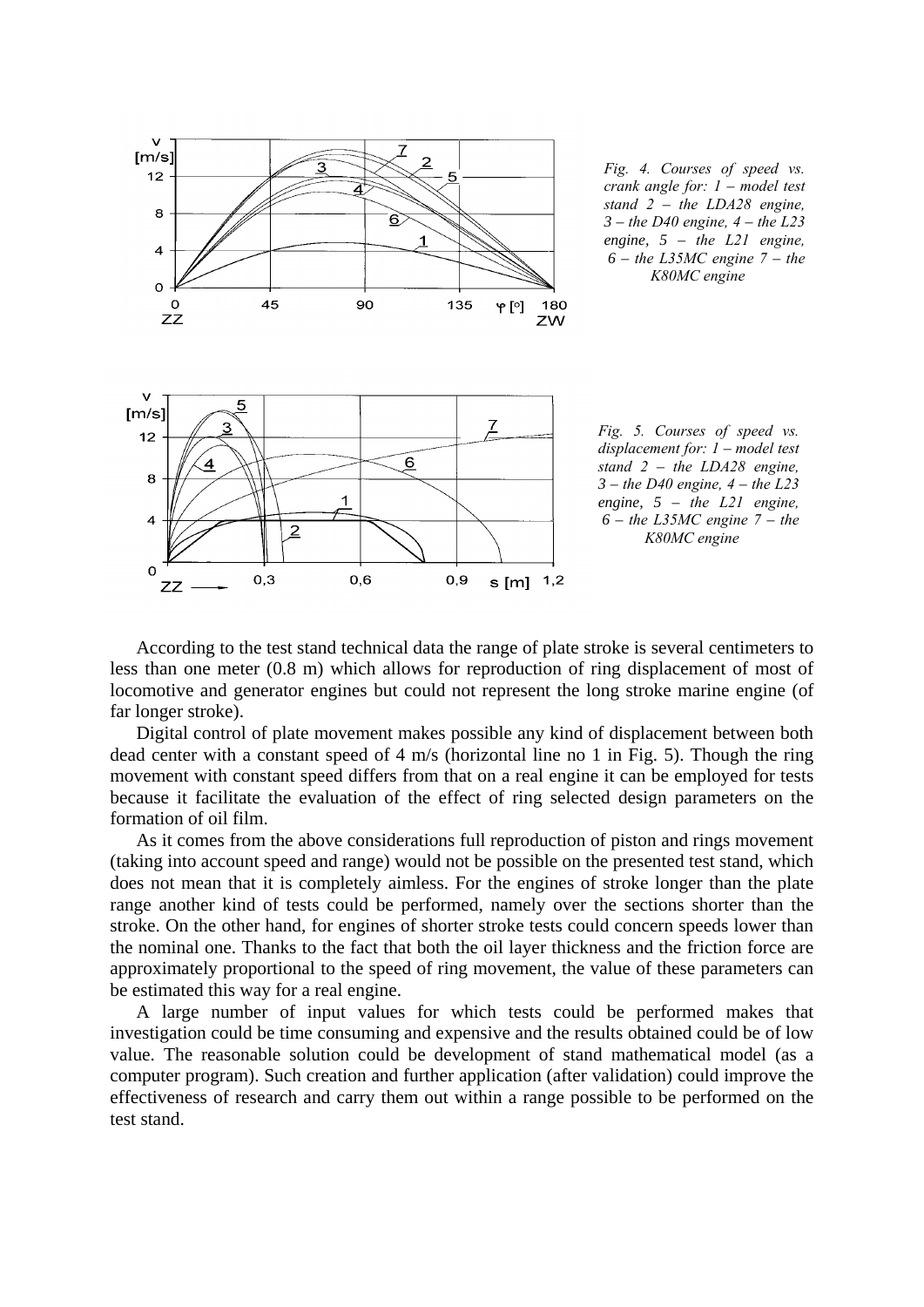Fig. 4. Courses of speed vs. crank angle for: 1 – model test stand 2 – the LDA28 engine, 3 – the D40 engine, 4 – the L23 engine, 5 – the L21 engine, 6 – the L35MC engine 7 – the K80MC engine

Fig. 5. Courses of speed vs. displacement for: 1 – model test stand 2 – the LDA28 engine, 3 – the D40 engine, 4 – the L23 engine, 5 – the L21 engine, 6 – the L35MC engine 7 – the K80MC engine

According to the test stand technical data the range of plate stroke is several centimeters to less than one meter (0.8 m) which allows for reproduction of ring displacement of most of locomotive and generator engines but could not represent the long stroke marine engine (of far longer stroke).

Digital control of plate movement makes possible any kind of displacement between both dead center with a constant speed of 4 m/s (horizontal line no 1 in Fig. 5). Though the ring movement with constant speed differs from that on a real engine it can be employed for tests because it facilitate the evaluation of the effect of ring selected design parameters on the formation of oil film.

As it comes from the above considerations full reproduction of piston and rings movement (taking into account speed and range) would not be possible on the presented test stand, which does not mean that it is completely aimless. For the engines of stroke longer than the plate range another kind of tests could be performed, namely over the sections shorter than the stroke. On the other hand, for engines of shorter stroke tests could concern speeds lower than the nominal one. Thanks to the fact that both the oil layer thickness and the friction force are approximately proportional to the speed of ring movement, the value of these parameters can be estimated this way for a real engine.

A large number of input values for which tests could be performed makes that investigation could be time consuming and expensive and the results obtained could be of low value. The reasonable solution could be development of stand mathematical model (as a computer program). Such creation and further application (after validation) could improve the effectiveness of research and carry them out within a range possible to be performed on the test stand.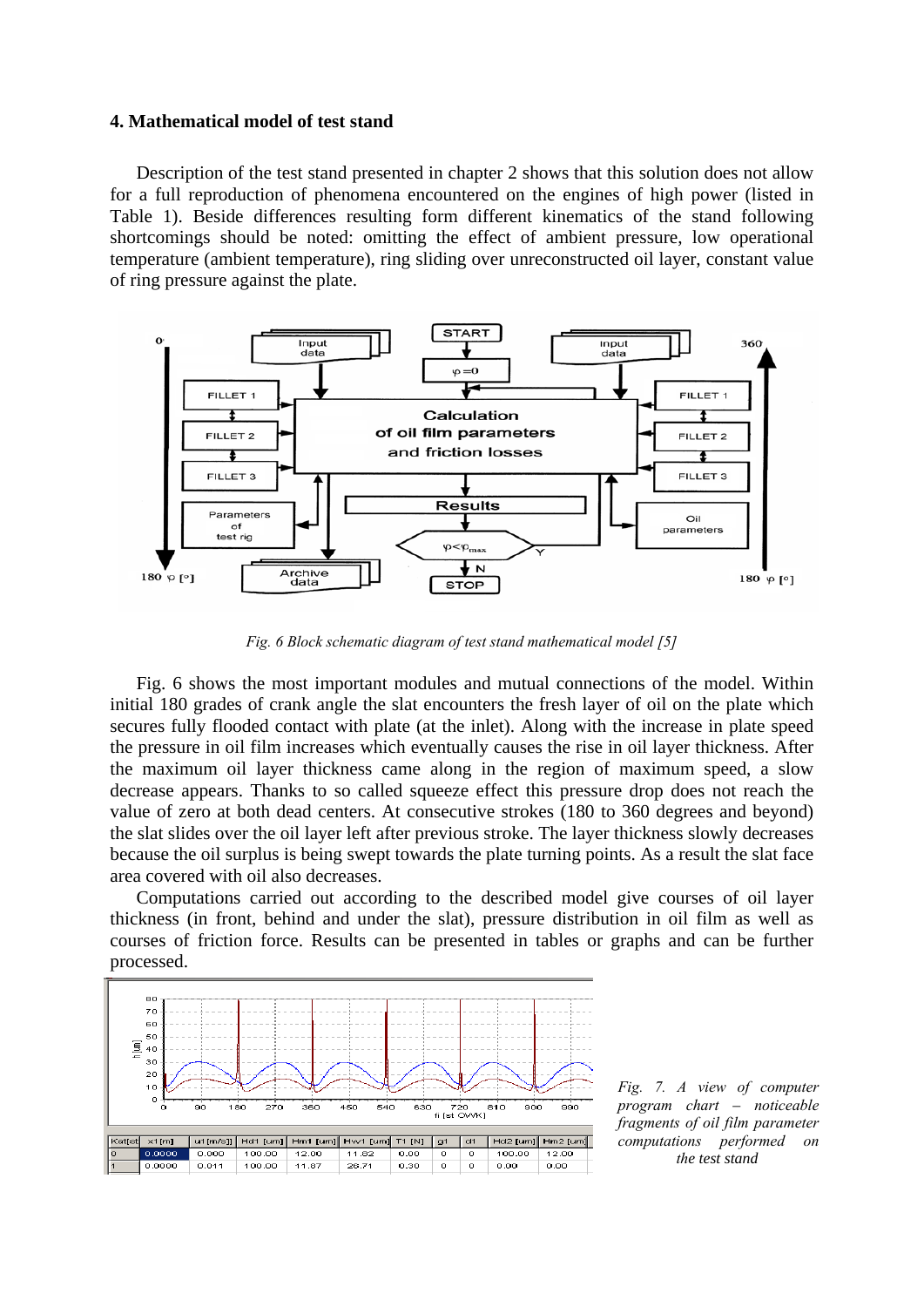## 4. Mathematical model of test stand

Description of the test stand presented in chapter 2 shows that this solution does not allow for a full reproduction of phenomena encountered on the engines of high power (listed in Table 1). Beside differences resulting form different kinematics of the stand following shortcomings should be noted: omitting the effect of ambient pressure, low operational temperature (ambient temperature), ring sliding over unreconstructed oil layer, constant value of ring pressure against the plate.

*Fig. 6 Block schematic diagram of test stand mathematical model [5]*

Fig. 6 shows the most important modules and mutual connections of the model. Within initial 180 grades of crank angle the slat encounters the fresh layer of oil on the plate which secures fully flooded contact with plate (at the inlet). Along with the increase in plate speed the pressure in oil film increases which eventually causes the rise in oil layer thickness. After the maximum oil layer thickness came along in the region of maximum speed, a slow decrease appears. Thanks to so called squeeze effect this pressure drop does not reach the value of zero at both dead centers. At consecutive strokes (180 to 360 degrees and beyond) the slat slides over the oil layer left after previous stroke. The layer thickness slowly decreases because the oil surplus is being swept towards the plate turning points. As a result the slat face area covered with oil also decreases.

Computations carried out according to the described model give courses of oil layer thickness (in front, behind and under the slat), pressure distribution in oil film as well as courses of friction force. Results can be presented in tables or graphs and can be further processed.

*Fig. 7. A view of computer program chart – noticeable fragments of oil film parameter computations performed on the test stand*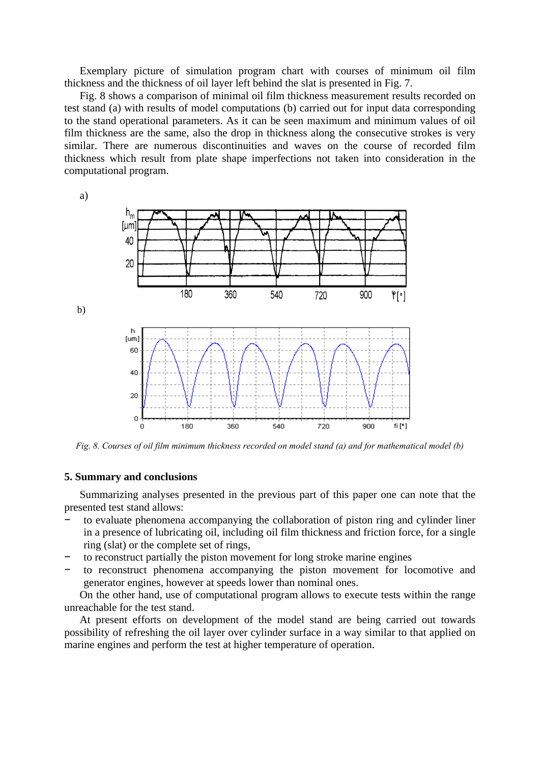Exemplary picture of simulation program chart with courses of minimum oil film thickness and the thickness of oil layer left behind the slat is presented in Fig. 7.

Fig. 8 shows a comparison of minimal oil film thickness measurement results recorded on test stand (a) with results of model computations (b) carried out for input data corresponding to the stand operational parameters. As it can be seen maximum and minimum values of oil film thickness are the same, also the drop in thickness along the consecutive strokes is very similar. There are numerous discontinuities and waves on the course of recorded film thickness which result from plate shape imperfections not taken into consideration in the computational program.

a)

b)

*Fig. 8. Courses of oil film minimum thickness recorded on model stand (a) and for mathematical model (b)*

## 5. Summary and conclusions

Summarizing analyses presented in the previous part of this paper one can note that the presented test stand allows:

- to evaluate phenomena accompanying the collaboration of piston ring and cylinder liner in a presence of lubricating oil, including oil film thickness and friction force, for a single ring (slat) or the complete set of rings,
- to reconstruct partially the piston movement for long stroke marine engines
- to reconstruct phenomena accompanying the piston movement for locomotive and generator engines, however at speeds lower than nominal ones.

On the other hand, use of computational program allows to execute tests within the range unreachable for the test stand.

At present efforts on development of the model stand are being carried out towards possibility of refreshing the oil layer over cylinder surface in a way similar to that applied on marine engines and perform the test at higher temperature of operation.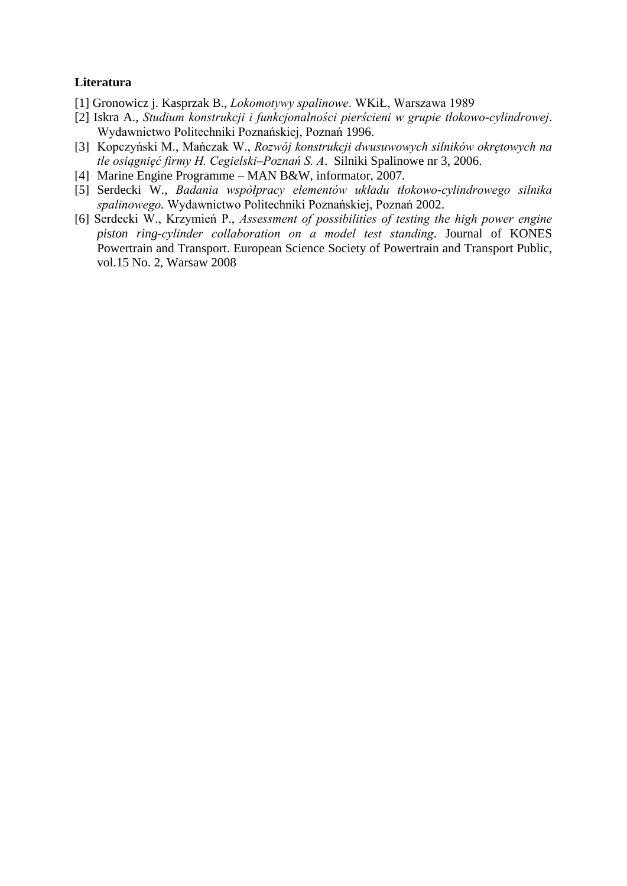**Literatura**

[1] Gronowicz j. Kasprzak B., *Lokomotywy spalinowe*. WKiŁ, Warszawa 1989

[2] Iskra A., *Studium konstrukcji i funkcjonalności pierścieni w grupie tłokowo-cylindrowej*. Wydawnictwo Politechniki Poznańskiej, Poznań 1996.

[3] Kopczyński M., Mańczak W., *Rozwój konstrukcji dwusuwowych silników okrętowych na tle osiągnięć firmy H. Cegielski–Poznań S. A*. Silniki Spalinowe nr 3, 2006.

[4] Marine Engine Programme – MAN B&W, informator, 2007.

[5] Serdecki W., *Badania współpracy elementów układu tłokowo-cylindrowego silnika spalinowego.* Wydawnictwo Politechniki Poznańskiej, Poznań 2002.

[6] Serdecki W., Krzymień P., *Assessment of possibilities of testing the high power engine piston ring-cylinder collaboration on a model test standing*. Journal of KONES Powertrain and Transport. European Science Society of Powertrain and Transport Public, vol.15 No. 2, Warsaw 2008